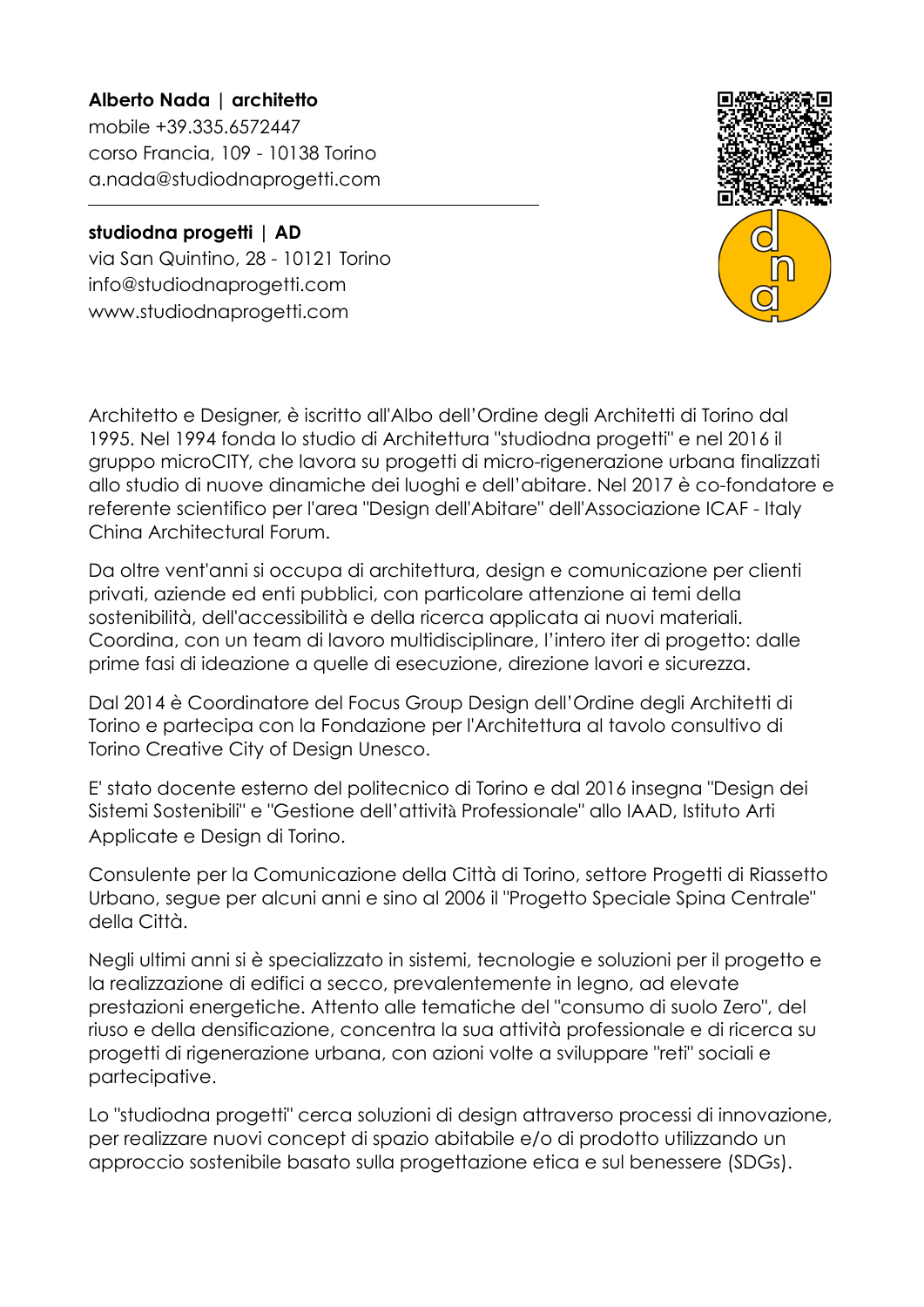**Alberto Nada | architetto**
mobile +39.335.6572447
corso Francia, 109 - 10138 Torino
a.nada@studiodnaprogetti.com

---

**studiodna progetti | AD**
via San Quintino, 28 - 10121 Torino
info@studiodnaprogetti.com
www.studiodnaprogetti.com

Architetto e Designer, è iscritto all'Albo dell'Ordine degli Architetti di Torino dal 1995. Nel 1994 fonda lo studio di Architettura "studiodna progetti" e nel 2016 il gruppo microCITY, che lavora su progetti di micro-rigenerazione urbana finalizzati allo studio di nuove dinamiche dei luoghi e dell'abitare. Nel 2017 è co-fondatore e referente scientifico per l'area "Design dell'Abitare" dell'Associazione ICAF - Italy China Architectural Forum.

Da oltre vent'anni si occupa di architettura, design e comunicazione per clienti privati, aziende ed enti pubblici, con particolare attenzione ai temi della sostenibilità, dell'accessibilità e della ricerca applicata ai nuovi materiali. Coordina, con un team di lavoro multidisciplinare, l'intero iter di progetto: dalle prime fasi di ideazione a quelle di esecuzione, direzione lavori e sicurezza.

Dal 2014 è Coordinatore del Focus Group Design dell'Ordine degli Architetti di Torino e partecipa con la Fondazione per l'Architettura al tavolo consultivo di Torino Creative City of Design Unesco.

E' stato docente esterno del politecnico di Torino e dal 2016 insegna "Design dei Sistemi Sostenibili" e "Gestione dell'attività Professionale" allo IAAD, Istituto Arti Applicate e Design di Torino.

Consulente per la Comunicazione della Città di Torino, settore Progetti di Riassetto Urbano, segue per alcuni anni e sino al 2006 il "Progetto Speciale Spina Centrale" della Città.

Negli ultimi anni si è specializzato in sistemi, tecnologie e soluzioni per il progetto e la realizzazione di edifici a secco, prevalentemente in legno, ad elevate prestazioni energetiche. Attento alle tematiche del "consumo di suolo Zero", del riuso e della densificazione, concentra la sua attività professionale e di ricerca su progetti di rigenerazione urbana, con azioni volte a sviluppare "reti" sociali e partecipative.

Lo "studiodna progetti" cerca soluzioni di design attraverso processi di innovazione, per realizzare nuovi concept di spazio abitabile e/o di prodotto utilizzando un approccio sostenibile basato sulla progettazione etica e sul benessere (SDGs).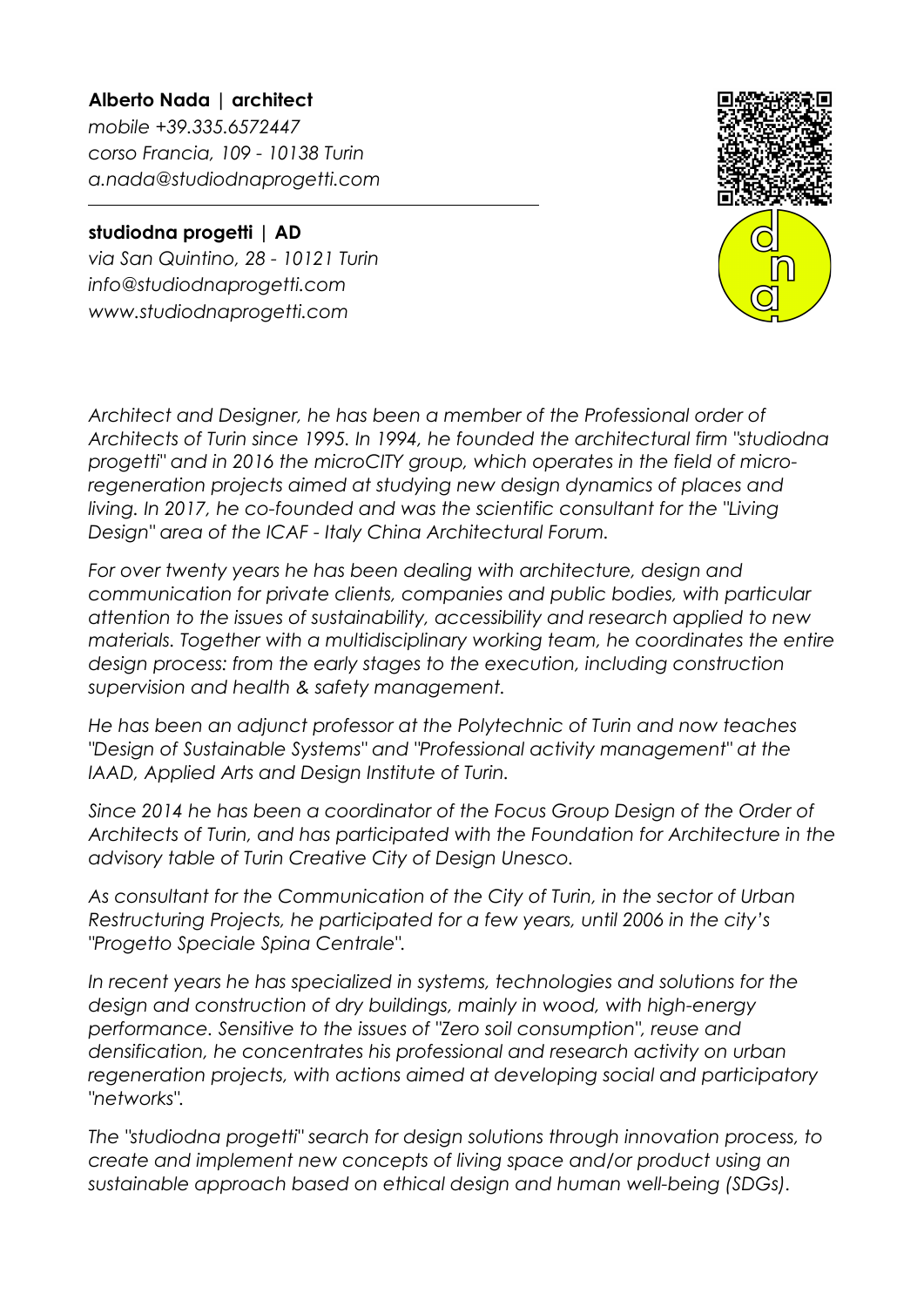**Alberto Nada | architect**
*mobile +39.335.6572447*
*corso Francia, 109 - 10138 Turin*
*a.nada@studiodnaprogetti.com*

---

**studiodna progetti | AD**
*via San Quintino, 28 - 10121 Turin*
*info@studiodnaprogetti.com*
*www.studiodnaprogetti.com*

*Architect and Designer, he has been a member of the Professional order of Architects of Turin since 1995. In 1994, he founded the architectural firm "studiodna progetti" and in 2016 the microCITY group, which operates in the field of micro-regeneration projects aimed at studying new design dynamics of places and living. In 2017, he co-founded and was the scientific consultant for the "Living Design" area of the ICAF - Italy China Architectural Forum.*

*For over twenty years he has been dealing with architecture, design and communication for private clients, companies and public bodies, with particular attention to the issues of sustainability, accessibility and research applied to new materials. Together with a multidisciplinary working team, he coordinates the entire design process: from the early stages to the execution, including construction supervision and health & safety management.*

*He has been an adjunct professor at the Polytechnic of Turin and now teaches "Design of Sustainable Systems" and "Professional activity management" at the IAAD, Applied Arts and Design Institute of Turin.*

*Since 2014 he has been a coordinator of the Focus Group Design of the Order of Architects of Turin, and has participated with the Foundation for Architecture in the advisory table of Turin Creative City of Design Unesco.*

*As consultant for the Communication of the City of Turin, in the sector of Urban Restructuring Projects, he participated for a few years, until 2006 in the city's "Progetto Speciale Spina Centrale".*

*In recent years he has specialized in systems, technologies and solutions for the design and construction of dry buildings, mainly in wood, with high-energy performance. Sensitive to the issues of "Zero soil consumption", reuse and densification, he concentrates his professional and research activity on urban regeneration projects, with actions aimed at developing social and participatory "networks".*

*The "studiodna progetti" search for design solutions through innovation process, to create and implement new concepts of living space and/or product using an sustainable approach based on ethical design and human well-being (SDGs).*